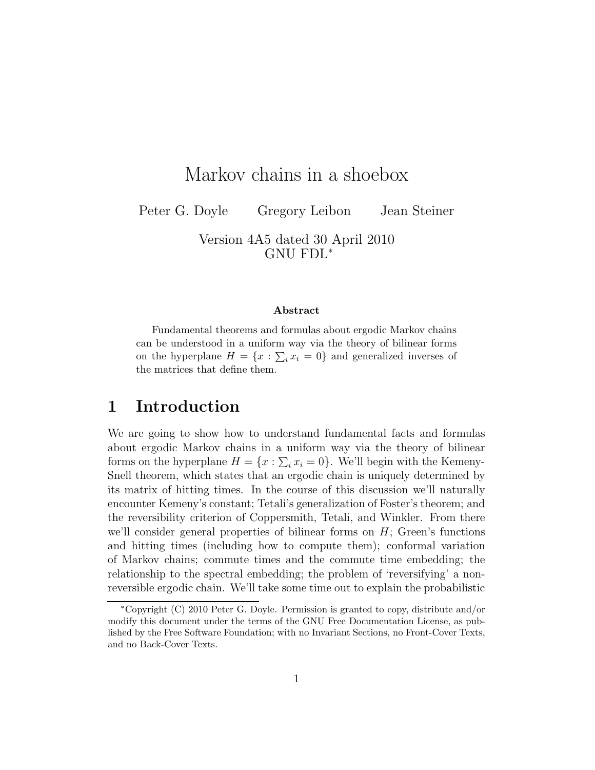# Markov chains in a shoebox

Peter G. Doyle Gregory Leibon Jean Steiner

Version 4A5 dated 30 April 2010
GNU FDL*

**Abstract**

Fundamental theorems and formulas about ergodic Markov chains can be understood in a uniform way via the theory of bilinear forms on the hyperplane $H = \{x : \sum_i x_i = 0\}$ and generalized inverses of the matrices that define them.

## 1 Introduction

We are going to show how to understand fundamental facts and formulas about ergodic Markov chains in a uniform way via the theory of bilinear forms on the hyperplane $H = \{x : \sum_i x_i = 0\}$. We'll begin with the Kemeny-Snell theorem, which states that an ergodic chain is uniquely determined by its matrix of hitting times. In the course of this discussion we'll naturally encounter Kemeny's constant; Tetali's generalization of Foster's theorem; and the reversibility criterion of Coppersmith, Tetali, and Winkler. From there we'll consider general properties of bilinear forms on $H$; Green's functions and hitting times (including how to compute them); conformal variation of Markov chains; commute times and the commute time embedding; the relationship to the spectral embedding; the problem of 'reversifying' a non-reversible ergodic chain. We'll take some time out to explain the probabilistic

*Copyright (C) 2010 Peter G. Doyle. Permission is granted to copy, distribute and/or modify this document under the terms of the GNU Free Documentation License, as published by the Free Software Foundation; with no Invariant Sections, no Front-Cover Texts, and no Back-Cover Texts.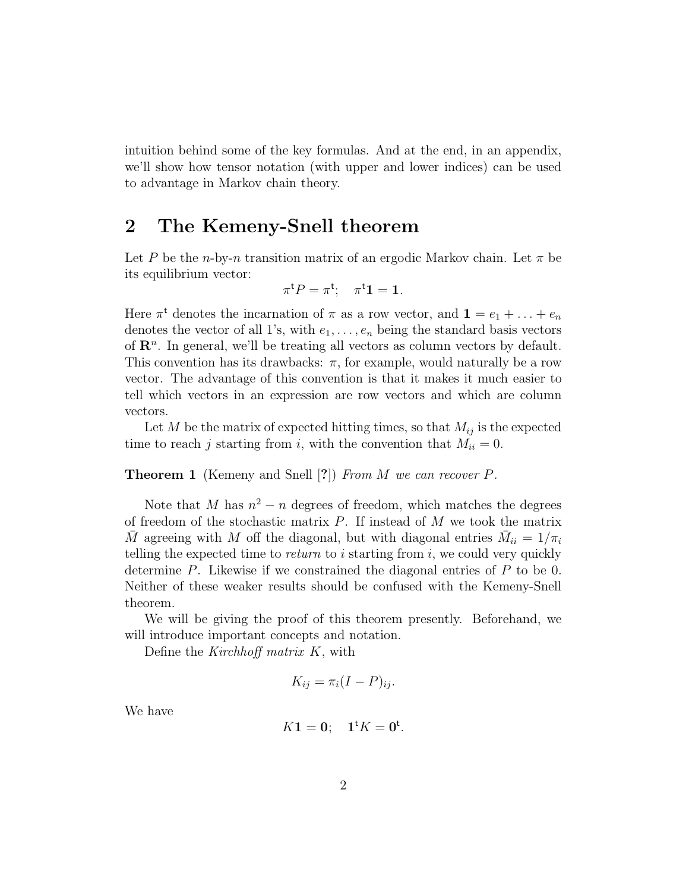intuition behind some of the key formulas. And at the end, in an appendix, we'll show how tensor notation (with upper and lower indices) can be used to advantage in Markov chain theory.

## 2 The Kemeny-Snell theorem

Let $P$ be the $n$-by-$n$ transition matrix of an ergodic Markov chain. Let $\pi$ be its equilibrium vector:

$$\pi^{\mathsf{t}} P = \pi^{\mathsf{t}}; \quad \pi^{\mathsf{t}} \mathbf{1} = \mathbf{1}.$$

Here $\pi^{\mathsf{t}}$ denotes the incarnation of $\pi$ as a row vector, and $\mathbf{1} = e_1 + \ldots + e_n$ denotes the vector of all 1's, with $e_1, \ldots, e_n$ being the standard basis vectors of $\mathbf{R}^n$. In general, we'll be treating all vectors as column vectors by default. This convention has its drawbacks: $\pi$, for example, would naturally be a row vector. The advantage of this convention is that it makes it much easier to tell which vectors in an expression are row vectors and which are column vectors.

Let $M$ be the matrix of expected hitting times, so that $M_{ij}$ is the expected time to reach $j$ starting from $i$, with the convention that $M_{ii} = 0$.

**Theorem 1** (Kemeny and Snell [?]) *From $M$ we can recover $P$.*

Note that $M$ has $n^2 - n$ degrees of freedom, which matches the degrees of freedom of the stochastic matrix $P$. If instead of $M$ we took the matrix $\bar{M}$ agreeing with $M$ off the diagonal, but with diagonal entries $\bar{M}_{ii} = 1/\pi_i$ telling the expected time to *return* to $i$ starting from $i$, we could very quickly determine $P$. Likewise if we constrained the diagonal entries of $P$ to be 0. Neither of these weaker results should be confused with the Kemeny-Snell theorem.

We will be giving the proof of this theorem presently. Beforehand, we will introduce important concepts and notation.

Define the *Kirchhoff matrix* $K$, with

$$K_{ij} = \pi_i (I - P)_{ij}.$$

We have

$$K\mathbf{1} = \mathbf{0}; \quad \mathbf{1}^{\mathsf{t}} K = \mathbf{0}^{\mathsf{t}}.$$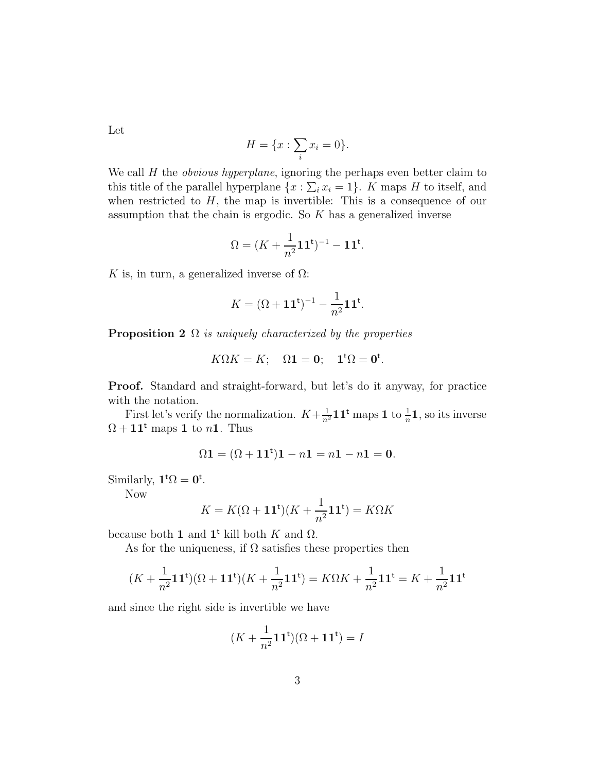Let

$$H = \{x : \sum_i x_i = 0\}.$$

We call $H$ the *obvious hyperplane*, ignoring the perhaps even better claim to this title of the parallel hyperplane $\{x : \sum_i x_i = 1\}$. $K$ maps $H$ to itself, and when restricted to $H$, the map is invertible: This is a consequence of our assumption that the chain is ergodic. So $K$ has a generalized inverse

$$\Omega = (K + \frac{1}{n^2}\mathbf{1}\mathbf{1}^{\mathsf{t}})^{-1} - \mathbf{1}\mathbf{1}^{\mathsf{t}}.$$

$K$ is, in turn, a generalized inverse of $\Omega$:

$$K = (\Omega + \mathbf{1}\mathbf{1}^{\mathsf{t}})^{-1} - \frac{1}{n^2}\mathbf{1}\mathbf{1}^{\mathsf{t}}.$$

**Proposition 2** *$\Omega$ is uniquely characterized by the properties*

$$K\Omega K = K; \quad \Omega\mathbf{1} = \mathbf{0}; \quad \mathbf{1}^{\mathsf{t}}\Omega = \mathbf{0}^{\mathsf{t}}.$$

**Proof.** Standard and straight-forward, but let's do it anyway, for practice with the notation.

First let's verify the normalization. $K + \frac{1}{n^2}\mathbf{1}\mathbf{1}^{\mathsf{t}}$ maps $\mathbf{1}$ to $\frac{1}{n}\mathbf{1}$, so its inverse $\Omega + \mathbf{1}\mathbf{1}^{\mathsf{t}}$ maps $\mathbf{1}$ to $n\mathbf{1}$. Thus

$$\Omega\mathbf{1} = (\Omega + \mathbf{1}\mathbf{1}^{\mathsf{t}})\mathbf{1} - n\mathbf{1} = n\mathbf{1} - n\mathbf{1} = \mathbf{0}.$$

Similarly, $\mathbf{1}^{\mathsf{t}}\Omega = \mathbf{0}^{\mathsf{t}}$.

Now

$$K = K(\Omega + \mathbf{1}\mathbf{1}^{\mathsf{t}})(K + \frac{1}{n^2}\mathbf{1}\mathbf{1}^{\mathsf{t}}) = K\Omega K$$

because both $\mathbf{1}$ and $\mathbf{1}^{\mathsf{t}}$ kill both $K$ and $\Omega$.

As for the uniqueness, if $\Omega$ satisfies these properties then

$$(K + \frac{1}{n^2}\mathbf{1}\mathbf{1}^{\mathsf{t}})(\Omega + \mathbf{1}\mathbf{1}^{\mathsf{t}})(K + \frac{1}{n^2}\mathbf{1}\mathbf{1}^{\mathsf{t}}) = K\Omega K + \frac{1}{n^2}\mathbf{1}\mathbf{1}^{\mathsf{t}} = K + \frac{1}{n^2}\mathbf{1}\mathbf{1}^{\mathsf{t}}$$

and since the right side is invertible we have

$$(K + \frac{1}{n^2}\mathbf{1}\mathbf{1}^{\mathsf{t}})(\Omega + \mathbf{1}\mathbf{1}^{\mathsf{t}}) = I$$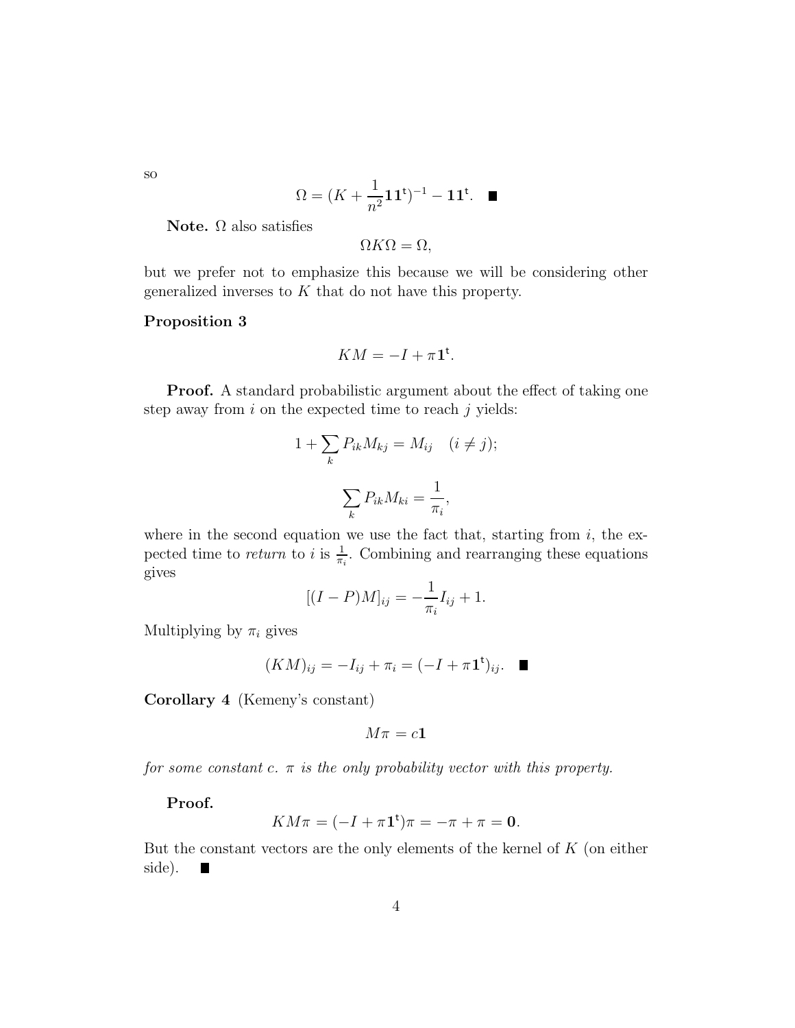so

$$\Omega = (K + \frac{1}{n^2}\mathbf{1}\mathbf{1}^{\mathsf{t}})^{-1} - \mathbf{1}\mathbf{1}^{\mathsf{t}}. \quad \blacksquare$$

**Note.** $\Omega$ also satisfies

$$\Omega K \Omega = \Omega,$$

but we prefer not to emphasize this because we will be considering other generalized inverses to $K$ that do not have this property.

**Proposition 3**

$$KM = -I + \pi \mathbf{1}^{\mathsf{t}}.$$

**Proof.** A standard probabilistic argument about the effect of taking one step away from $i$ on the expected time to reach $j$ yields:

$$1 + \sum_k P_{ik} M_{kj} = M_{ij} \quad (i \neq j);$$

$$\sum_k P_{ik} M_{ki} = \frac{1}{\pi_i},$$

where in the second equation we use the fact that, starting from $i$, the expected time to *return* to $i$ is $\frac{1}{\pi_i}$. Combining and rearranging these equations gives

$$[(I-P)M]_{ij} = -\frac{1}{\pi_i} I_{ij} + 1.$$

Multiplying by $\pi_i$ gives

$$(KM)_{ij} = -I_{ij} + \pi_i = (-I + \pi \mathbf{1}^{\mathsf{t}})_{ij}. \quad \blacksquare$$

**Corollary 4** (Kemeny's constant)

$$M\pi = c\mathbf{1}$$

*for some constant $c$. $\pi$ is the only probability vector with this property.*

**Proof.**

$$KM\pi = (-I + \pi \mathbf{1}^{\mathsf{t}})\pi = -\pi + \pi = \mathbf{0}.$$

But the constant vectors are the only elements of the kernel of $K$ (on either side). $\blacksquare$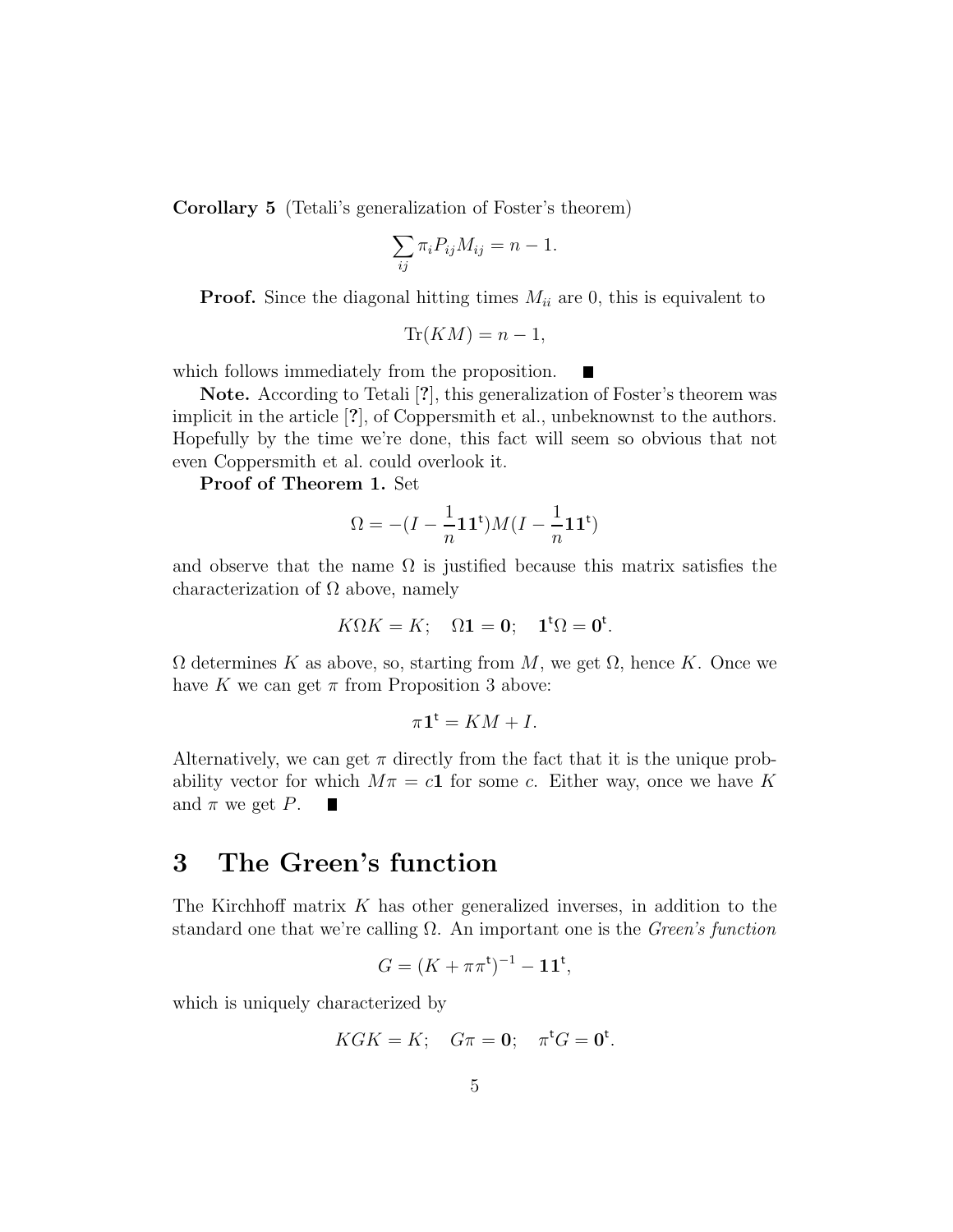**Corollary 5** (Tetali's generalization of Foster's theorem)

$$\sum_{ij} \pi_i P_{ij} M_{ij} = n - 1.$$

**Proof.** Since the diagonal hitting times $M_{ii}$ are 0, this is equivalent to

$$\mathrm{Tr}(KM) = n - 1,$$

which follows immediately from the proposition. ■

**Note.** According to Tetali [?], this generalization of Foster's theorem was implicit in the article [?], of Coppersmith et al., unbeknownst to the authors. Hopefully by the time we're done, this fact will seem so obvious that not even Coppersmith et al. could overlook it.

**Proof of Theorem 1.** Set

$$\Omega = -(I - \frac{1}{n}\mathbf{1}\mathbf{1}^{\mathrm{t}})M(I - \frac{1}{n}\mathbf{1}\mathbf{1}^{\mathrm{t}})$$

and observe that the name $\Omega$ is justified because this matrix satisfies the characterization of $\Omega$ above, namely

$$K\Omega K = K; \quad \Omega\mathbf{1} = \mathbf{0}; \quad \mathbf{1}^{\mathrm{t}}\Omega = \mathbf{0}^{\mathrm{t}}.$$

$\Omega$ determines $K$ as above, so, starting from $M$, we get $\Omega$, hence $K$. Once we have $K$ we can get $\pi$ from Proposition 3 above:

$$\pi\mathbf{1}^{\mathrm{t}} = KM + I.$$

Alternatively, we can get $\pi$ directly from the fact that it is the unique probability vector for which $M\pi = c\mathbf{1}$ for some $c$. Either way, once we have $K$ and $\pi$ we get $P$. ■

# 3 The Green's function

The Kirchhoff matrix $K$ has other generalized inverses, in addition to the standard one that we're calling $\Omega$. An important one is the *Green's function*

$$G = (K + \pi\pi^{\mathrm{t}})^{-1} - \mathbf{1}\mathbf{1}^{\mathrm{t}},$$

which is uniquely characterized by

$$KGK = K; \quad G\pi = \mathbf{0}; \quad \pi^{\mathrm{t}}G = \mathbf{0}^{\mathrm{t}}.$$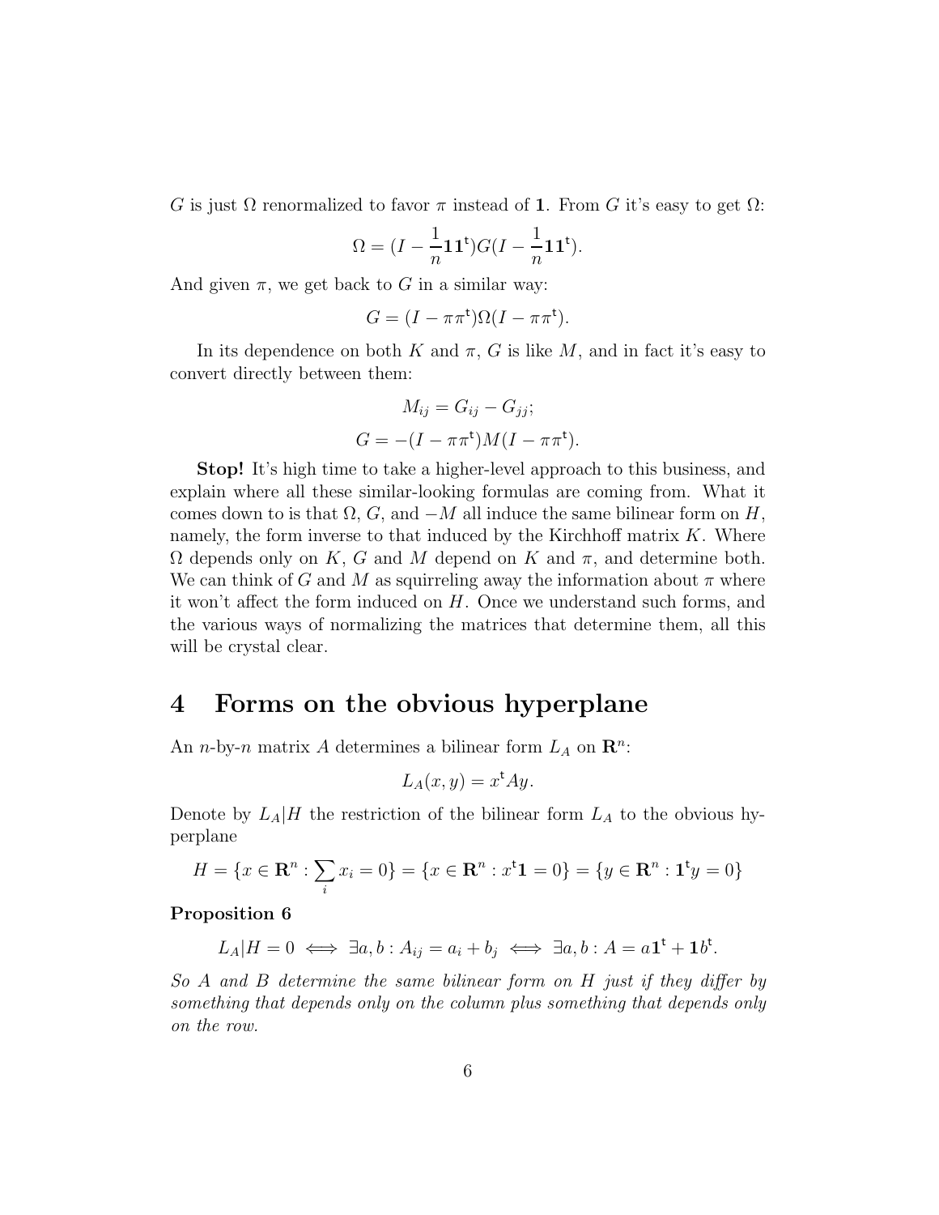$G$ is just $\Omega$ renormalized to favor $\pi$ instead of $\mathbf{1}$. From $G$ it's easy to get $\Omega$:

$$\Omega = (I - \frac{1}{n}\mathbf{1}\mathbf{1}^{\mathsf{t}})G(I - \frac{1}{n}\mathbf{1}\mathbf{1}^{\mathsf{t}}).$$

And given $\pi$, we get back to $G$ in a similar way:

$$G = (I - \pi\pi^{\mathsf{t}})\Omega(I - \pi\pi^{\mathsf{t}}).$$

In its dependence on both $K$ and $\pi$, $G$ is like $M$, and in fact it's easy to convert directly between them:

$$M_{ij} = G_{ij} - G_{jj};$$

$$G = -(I - \pi\pi^{\mathsf{t}})M(I - \pi\pi^{\mathsf{t}}).$$

**Stop!** It's high time to take a higher-level approach to this business, and explain where all these similar-looking formulas are coming from. What it comes down to is that $\Omega$, $G$, and $-M$ all induce the same bilinear form on $H$, namely, the form inverse to that induced by the Kirchhoff matrix $K$. Where $\Omega$ depends only on $K$, $G$ and $M$ depend on $K$ and $\pi$, and determine both. We can think of $G$ and $M$ as squirreling away the information about $\pi$ where it won't affect the form induced on $H$. Once we understand such forms, and the various ways of normalizing the matrices that determine them, all this will be crystal clear.

# 4 Forms on the obvious hyperplane

An $n$-by-$n$ matrix $A$ determines a bilinear form $L_A$ on $\mathbf{R}^n$:

$$L_A(x, y) = x^{\mathsf{t}}Ay.$$

Denote by $L_A|H$ the restriction of the bilinear form $L_A$ to the obvious hyperplane

$$H = \{x \in \mathbf{R}^n : \sum_i x_i = 0\} = \{x \in \mathbf{R}^n : x^{\mathsf{t}}\mathbf{1} = 0\} = \{y \in \mathbf{R}^n : \mathbf{1}^{\mathsf{t}}y = 0\}$$

**Proposition 6**

$$L_A|H = 0 \iff \exists a, b : A_{ij} = a_i + b_j \iff \exists a, b : A = a\mathbf{1}^{\mathsf{t}} + \mathbf{1}b^{\mathsf{t}}.$$

*So $A$ and $B$ determine the same bilinear form on $H$ just if they differ by something that depends only on the column plus something that depends only on the row.*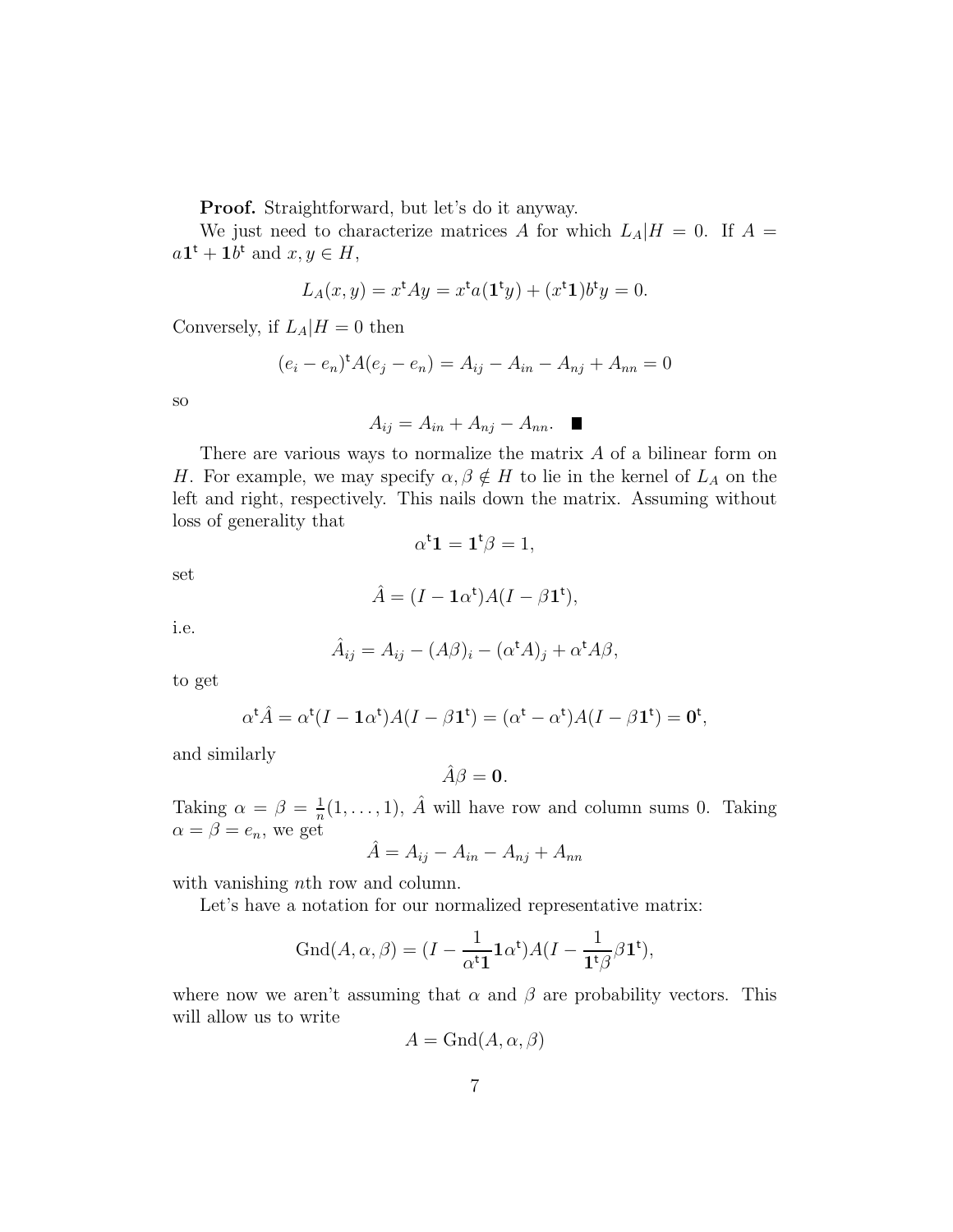**Proof.** Straightforward, but let's do it anyway.

We just need to characterize matrices $A$ for which $L_A|H = 0$. If $A = a\mathbf{1}^{\mathsf{t}} + \mathbf{1}b^{\mathsf{t}}$ and $x, y \in H$,

$$L_A(x, y) = x^{\mathsf{t}}Ay = x^{\mathsf{t}}a(\mathbf{1}^{\mathsf{t}}y) + (x^{\mathsf{t}}\mathbf{1})b^{\mathsf{t}}y = 0.$$

Conversely, if $L_A|H = 0$ then

$$(e_i - e_n)^{\mathsf{t}}A(e_j - e_n) = A_{ij} - A_{in} - A_{nj} + A_{nn} = 0$$

so

$$A_{ij} = A_{in} + A_{nj} - A_{nn}. \quad \blacksquare$$

There are various ways to normalize the matrix $A$ of a bilinear form on $H$. For example, we may specify $\alpha, \beta \notin H$ to lie in the kernel of $L_A$ on the left and right, respectively. This nails down the matrix. Assuming without loss of generality that

$$\alpha^{\mathsf{t}}\mathbf{1} = \mathbf{1}^{\mathsf{t}}\beta = 1,$$

set

$$\hat{A} = (I - \mathbf{1}\alpha^{\mathsf{t}})A(I - \beta\mathbf{1}^{\mathsf{t}}),$$

i.e.

$$\hat{A}_{ij} = A_{ij} - (A\beta)_i - (\alpha^{\mathsf{t}}A)_j + \alpha^{\mathsf{t}}A\beta,$$

to get

$$\alpha^{\mathsf{t}}\hat{A} = \alpha^{\mathsf{t}}(I - \mathbf{1}\alpha^{\mathsf{t}})A(I - \beta\mathbf{1}^{\mathsf{t}}) = (\alpha^{\mathsf{t}} - \alpha^{\mathsf{t}})A(I - \beta\mathbf{1}^{\mathsf{t}}) = \mathbf{0}^{\mathsf{t}},$$

and similarly

$$\hat{A}\beta = \mathbf{0}.$$

Taking $\alpha = \beta = \frac{1}{n}(1, \ldots, 1)$, $\hat{A}$ will have row and column sums 0. Taking $\alpha = \beta = e_n$, we get

$$\hat{A} = A_{ij} - A_{in} - A_{nj} + A_{nn}$$

with vanishing $n$th row and column.

Let's have a notation for our normalized representative matrix:

$$\mathrm{Gnd}(A, \alpha, \beta) = (I - \frac{1}{\alpha^{\mathsf{t}}\mathbf{1}}\mathbf{1}\alpha^{\mathsf{t}})A(I - \frac{1}{\mathbf{1}^{\mathsf{t}}\beta}\beta\mathbf{1}^{\mathsf{t}}),$$

where now we aren't assuming that $\alpha$ and $\beta$ are probability vectors. This will allow us to write

$$A = \mathrm{Gnd}(A, \alpha, \beta)$$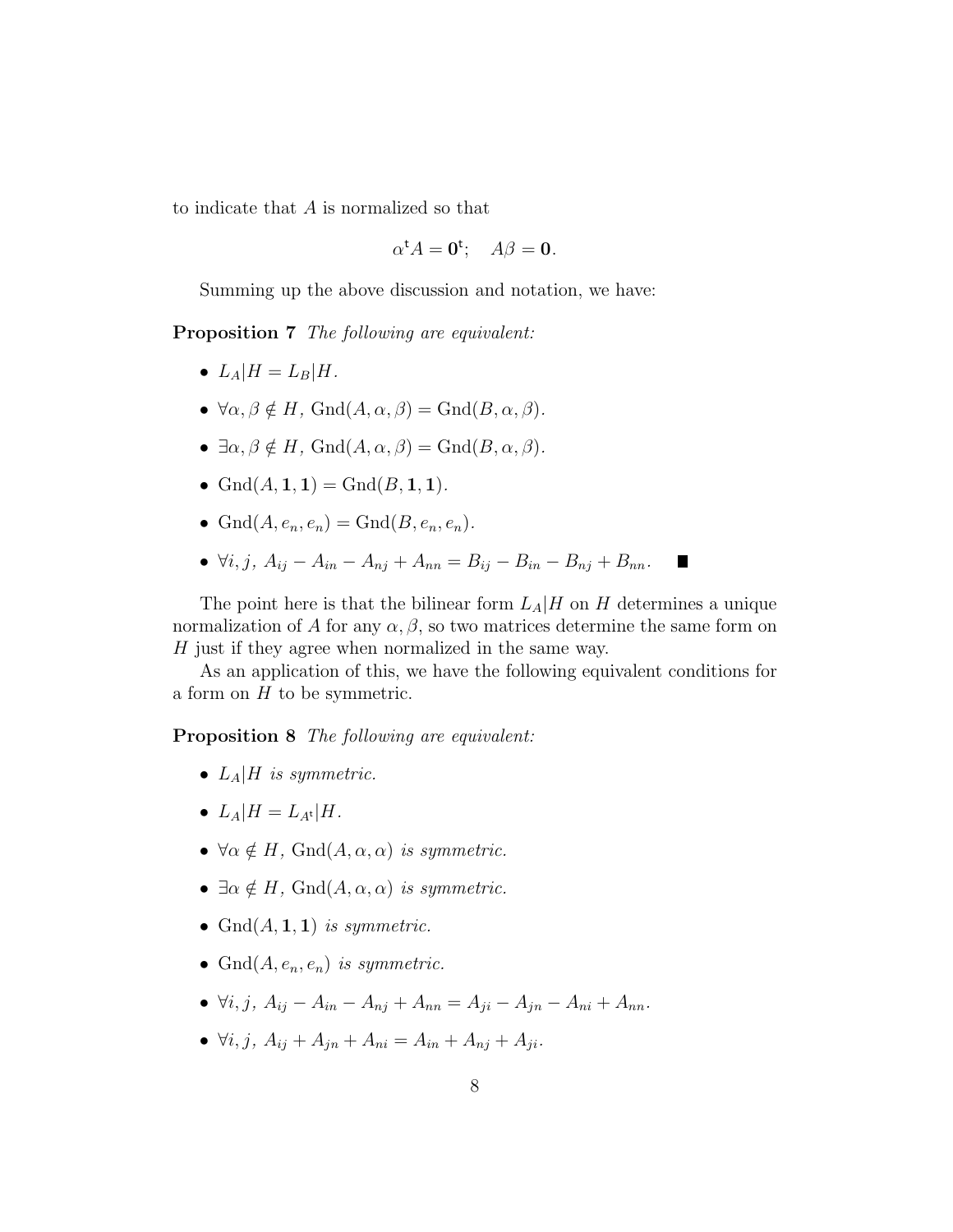to indicate that $A$ is normalized so that

$$\alpha^{\mathsf{t}} A = \mathbf{0}^{\mathsf{t}}; \quad A\beta = \mathbf{0}.$$

Summing up the above discussion and notation, we have:

**Proposition 7** *The following are equivalent:*

- $L_A|H = L_B|H$.
- $\forall \alpha, \beta \notin H$, $\mathrm{Gnd}(A, \alpha, \beta) = \mathrm{Gnd}(B, \alpha, \beta)$.
- $\exists \alpha, \beta \notin H$, $\mathrm{Gnd}(A, \alpha, \beta) = \mathrm{Gnd}(B, \alpha, \beta)$.
- $\mathrm{Gnd}(A, \mathbf{1}, \mathbf{1}) = \mathrm{Gnd}(B, \mathbf{1}, \mathbf{1})$.
- $\mathrm{Gnd}(A, e_n, e_n) = \mathrm{Gnd}(B, e_n, e_n)$.
- $\forall i, j,\ A_{ij} - A_{in} - A_{nj} + A_{nn} = B_{ij} - B_{in} - B_{nj} + B_{nn}$. ∎

The point here is that the bilinear form $L_A|H$ on $H$ determines a unique normalization of $A$ for any $\alpha, \beta$, so two matrices determine the same form on $H$ just if they agree when normalized in the same way.

As an application of this, we have the following equivalent conditions for a form on $H$ to be symmetric.

**Proposition 8** *The following are equivalent:*

- $L_A|H$ *is symmetric.*
- $L_A|H = L_{A^{\mathsf{t}}}|H$.
- $\forall \alpha \notin H$, $\mathrm{Gnd}(A, \alpha, \alpha)$ *is symmetric.*
- $\exists \alpha \notin H$, $\mathrm{Gnd}(A, \alpha, \alpha)$ *is symmetric.*
- $\mathrm{Gnd}(A, \mathbf{1}, \mathbf{1})$ *is symmetric.*
- $\mathrm{Gnd}(A, e_n, e_n)$ *is symmetric.*
- $\forall i, j,\ A_{ij} - A_{in} - A_{nj} + A_{nn} = A_{ji} - A_{jn} - A_{ni} + A_{nn}$.
- $\forall i, j,\ A_{ij} + A_{jn} + A_{ni} = A_{in} + A_{nj} + A_{ji}$.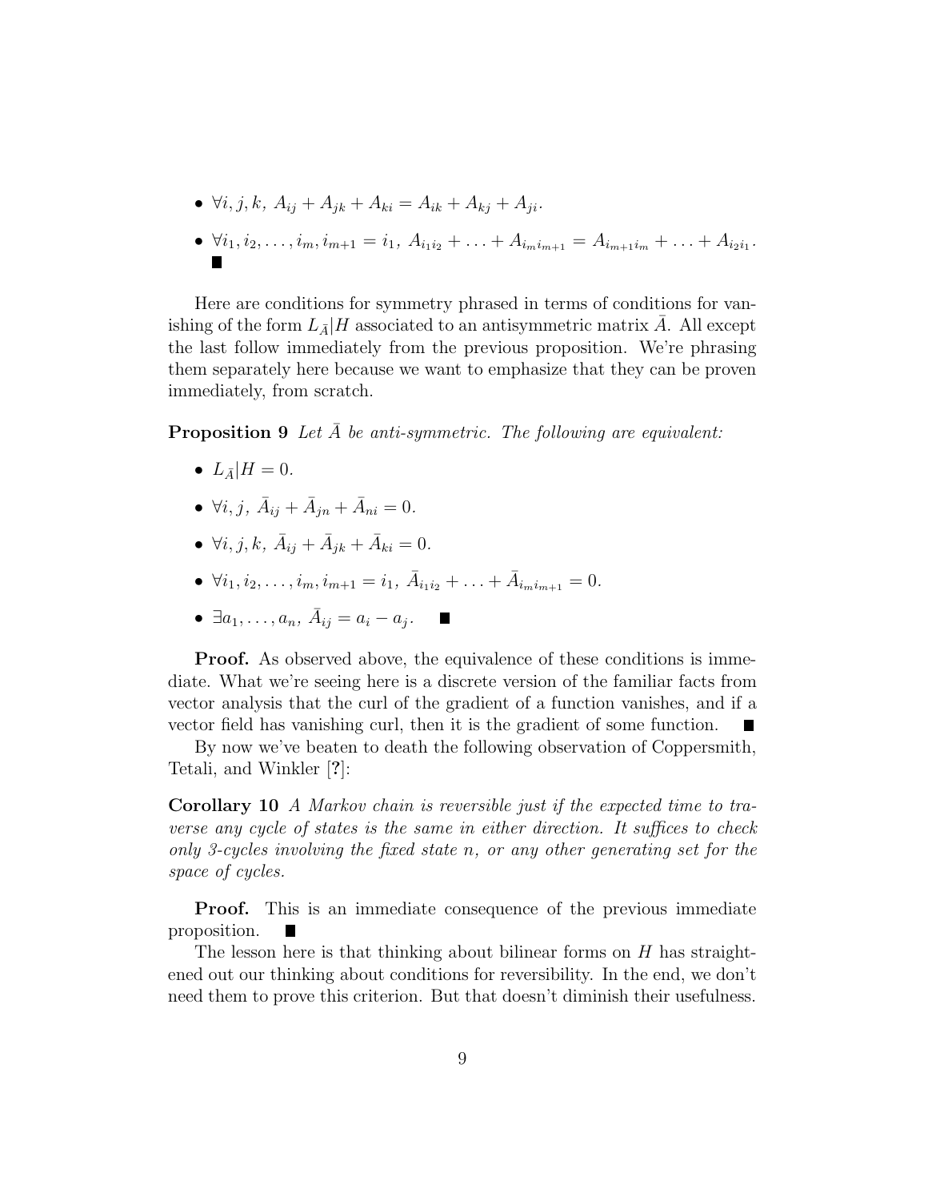- $\forall i, j, k,\ A_{ij} + A_{jk} + A_{ki} = A_{ik} + A_{kj} + A_{ji}$.
- $\forall i_1, i_2, \ldots, i_m, i_{m+1} = i_1,\ A_{i_1 i_2} + \ldots + A_{i_m i_{m+1}} = A_{i_{m+1} i_m} + \ldots + A_{i_2 i_1}$.
  ■

Here are conditions for symmetry phrased in terms of conditions for vanishing of the form $L_{\bar{A}}|H$ associated to an antisymmetric matrix $\bar{A}$. All except the last follow immediately from the previous proposition. We're phrasing them separately here because we want to emphasize that they can be proven immediately, from scratch.

**Proposition 9** *Let $\bar{A}$ be anti-symmetric. The following are equivalent:*

- $L_{\bar{A}}|H = 0$.
- $\forall i, j,\ \bar{A}_{ij} + \bar{A}_{jn} + \bar{A}_{ni} = 0$.
- $\forall i, j, k,\ \bar{A}_{ij} + \bar{A}_{jk} + \bar{A}_{ki} = 0$.
- $\forall i_1, i_2, \ldots, i_m, i_{m+1} = i_1,\ \bar{A}_{i_1 i_2} + \ldots + \bar{A}_{i_m i_{m+1}} = 0$.
- $\exists a_1, \ldots, a_n,\ \bar{A}_{ij} = a_i - a_j$. ■

**Proof.** As observed above, the equivalence of these conditions is immediate. What we're seeing here is a discrete version of the familiar facts from vector analysis that the curl of the gradient of a function vanishes, and if a vector field has vanishing curl, then it is the gradient of some function. ■

By now we've beaten to death the following observation of Coppersmith, Tetali, and Winkler [**?**]:

**Corollary 10** *A Markov chain is reversible just if the expected time to traverse any cycle of states is the same in either direction. It suffices to check only 3-cycles involving the fixed state $n$, or any other generating set for the space of cycles.*

**Proof.** This is an immediate consequence of the previous immediate proposition. ■

The lesson here is that thinking about bilinear forms on $H$ has straightened out our thinking about conditions for reversibility. In the end, we don't need them to prove this criterion. But that doesn't diminish their usefulness.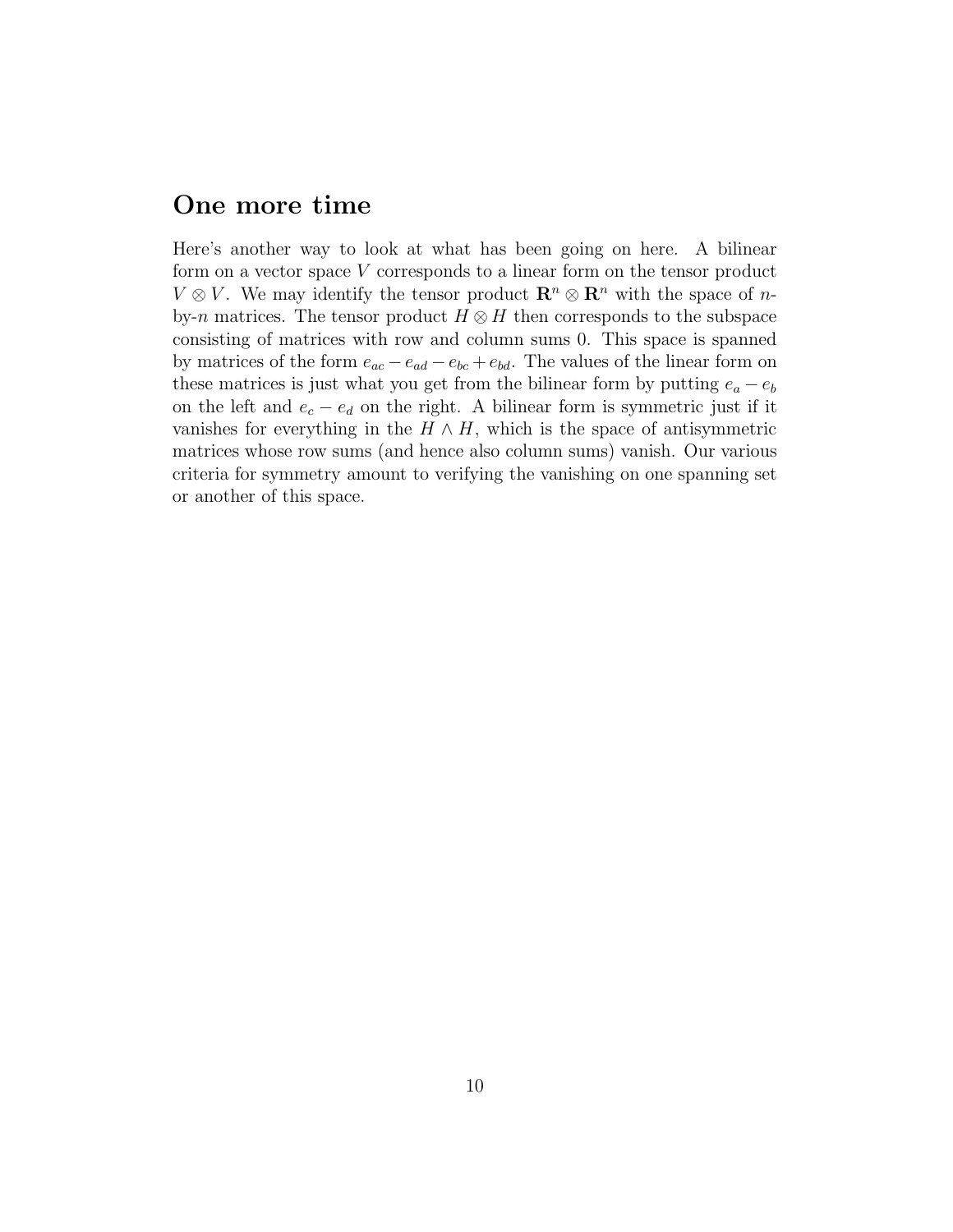## One more time

Here's another way to look at what has been going on here. A bilinear form on a vector space $V$ corresponds to a linear form on the tensor product $V \otimes V$. We may identify the tensor product $\mathbf{R}^n \otimes \mathbf{R}^n$ with the space of $n$-by-$n$ matrices. The tensor product $H \otimes H$ then corresponds to the subspace consisting of matrices with row and column sums 0. This space is spanned by matrices of the form $e_{ac} - e_{ad} - e_{bc} + e_{bd}$. The values of the linear form on these matrices is just what you get from the bilinear form by putting $e_a - e_b$ on the left and $e_c - e_d$ on the right. A bilinear form is symmetric just if it vanishes for everything in the $H \wedge H$, which is the space of antisymmetric matrices whose row sums (and hence also column sums) vanish. Our various criteria for symmetry amount to verifying the vanishing on one spanning set or another of this space.